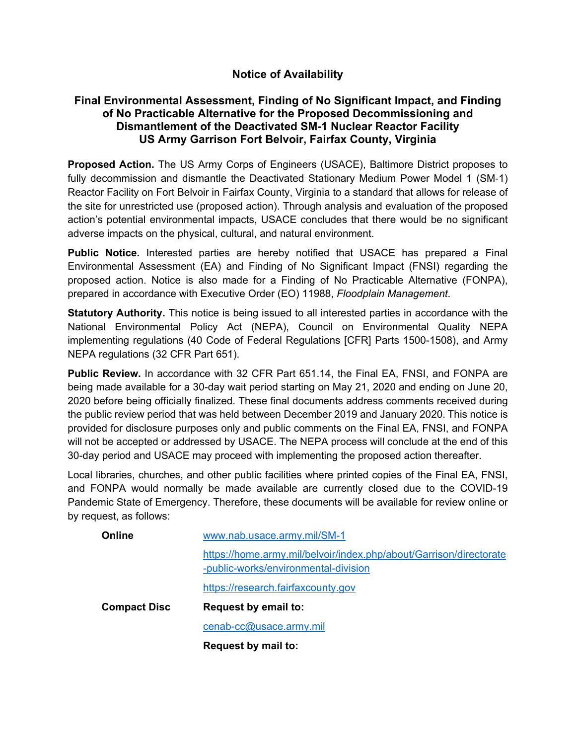# Notice of Availability

## Final Environmental Assessment, Finding of No Significant Impact, and Finding of No Practicable Alternative for the Proposed Decommissioning and Dismantlement of the Deactivated SM-1 Nuclear Reactor Facility US Army Garrison Fort Belvoir, Fairfax County, Virginia

**Proposed Action.** The US Army Corps of Engineers (USACE), Baltimore District proposes to fully decommission and dismantle the Deactivated Stationary Medium Power Model 1 (SM-1) Reactor Facility on Fort Belvoir in Fairfax County, Virginia to a standard that allows for release of the site for unrestricted use (proposed action). Through analysis and evaluation of the proposed action's potential environmental impacts, USACE concludes that there would be no significant adverse impacts on the physical, cultural, and natural environment.

**Public Notice.** Interested parties are hereby notified that USACE has prepared a Final Environmental Assessment (EA) and Finding of No Significant Impact (FNSI) regarding the proposed action. Notice is also made for a Finding of No Practicable Alternative (FONPA), prepared in accordance with Executive Order (EO) 11988, *Floodplain Management*.

**Statutory Authority.** This notice is being issued to all interested parties in accordance with the National Environmental Policy Act (NEPA), Council on Environmental Quality NEPA implementing regulations (40 Code of Federal Regulations [CFR] Parts 1500-1508), and Army NEPA regulations (32 CFR Part 651).

**Public Review.** In accordance with 32 CFR Part 651.14, the Final EA, FNSI, and FONPA are being made available for a 30-day wait period starting on May 21, 2020 and ending on June 20, 2020 before being officially finalized. These final documents address comments received during the public review period that was held between December 2019 and January 2020. This notice is provided for disclosure purposes only and public comments on the Final EA, FNSI, and FONPA will not be accepted or addressed by USACE. The NEPA process will conclude at the end of this 30-day period and USACE may proceed with implementing the proposed action thereafter.

Local libraries, churches, and other public facilities where printed copies of the Final EA, FNSI, and FONPA would normally be made available are currently closed due to the COVID-19 Pandemic State of Emergency. Therefore, these documents will be available for review online or by request, as follows:

**Online**

www.nab.usace.army.mil/SM-1

https://home.army.mil/belvoir/index.php/about/Garrison/directorate-public-works/environmental-division

https://research.fairfaxcounty.gov

**Compact Disc**

**Request by email to:**

cenab-cc@usace.army.mil

**Request by mail to:**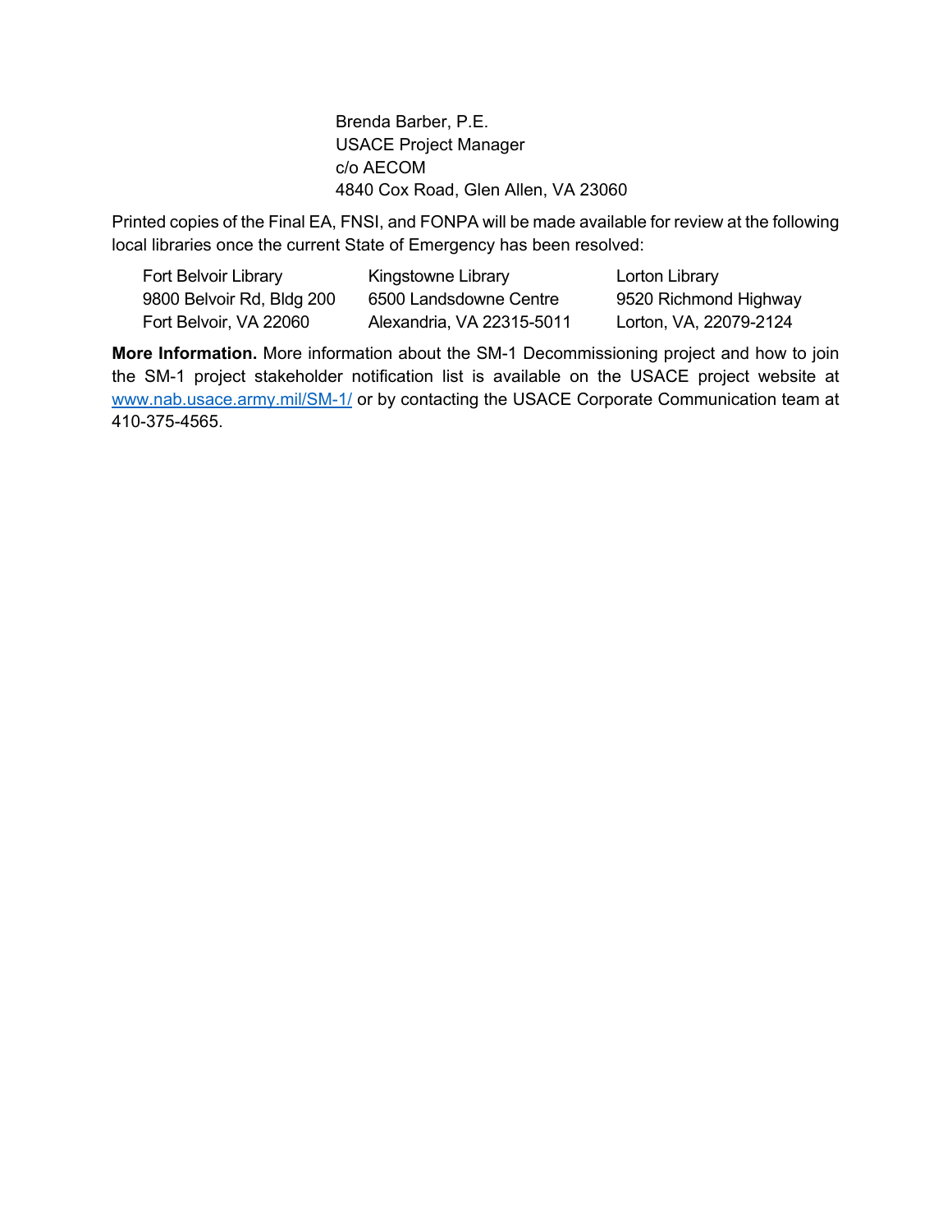Brenda Barber, P.E.  
USACE Project Manager  
c/o AECOM  
4840 Cox Road, Glen Allen, VA 23060

Printed copies of the Final EA, FNSI, and FONPA will be made available for review at the following local libraries once the current State of Emergency has been resolved:

| | | |
|---|---|---|
| Fort Belvoir Library | Kingstowne Library | Lorton Library |
| 9800 Belvoir Rd, Bldg 200 | 6500 Landsdowne Centre | 9520 Richmond Highway |
| Fort Belvoir, VA 22060 | Alexandria, VA 22315-5011 | Lorton, VA, 22079-2124 |

**More Information.** More information about the SM-1 Decommissioning project and how to join the SM-1 project stakeholder notification list is available on the USACE project website at [www.nab.usace.army.mil/SM-1/](http://www.nab.usace.army.mil/SM-1/) or by contacting the USACE Corporate Communication team at 410-375-4565.